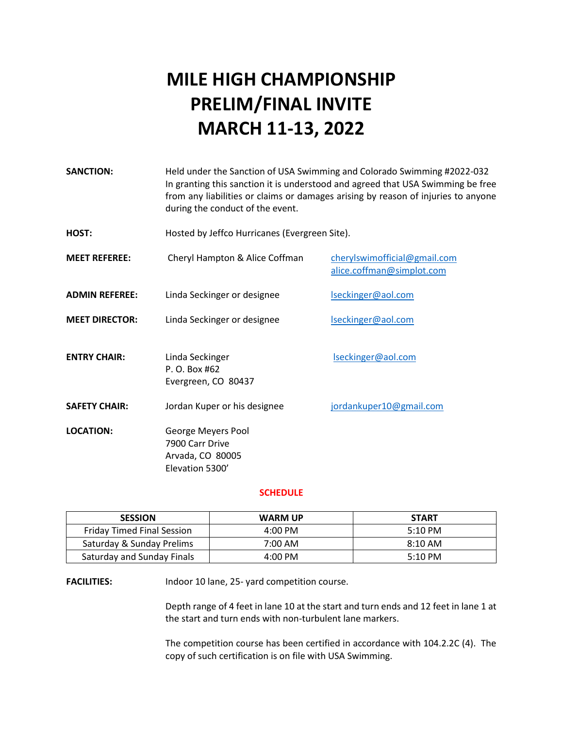# MILE HIGH CHAMPIONSHIP PRELIM/FINAL INVITE MARCH 11-13, 2022

**SANCTION:** Held under the Sanction of USA Swimming and Colorado Swimming #2022-032 In granting this sanction it is understood and agreed that USA Swimming be free from any liabilities or claims or damages arising by reason of injuries to anyone during the conduct of the event.

**HOST:** Hosted by Jeffco Hurricanes (Evergreen Site).

**MEET REFEREE:** Cheryl Hampton & Alice Coffman — cherylswimofficial@gmail.com, alice.coffman@simplot.com

**ADMIN REFEREE:** Linda Seckinger or designee — lseckinger@aol.com

**MEET DIRECTOR:** Linda Seckinger or designee — lseckinger@aol.com

**ENTRY CHAIR:** Linda Seckinger
P. O. Box #62
Evergreen, CO 80437
lseckinger@aol.com

**SAFETY CHAIR:** Jordan Kuper or his designee — jordankuper10@gmail.com

**LOCATION:** George Meyers Pool
7900 Carr Drive
Arvada, CO 80005
Elevation 5300'

## SCHEDULE

| SESSION | WARM UP | START |
|---|---|---|
| Friday Timed Final Session | 4:00 PM | 5:10 PM |
| Saturday & Sunday Prelims | 7:00 AM | 8:10 AM |
| Saturday and Sunday Finals | 4:00 PM | 5:10 PM |

**FACILITIES:** Indoor 10 lane, 25- yard competition course.

Depth range of 4 feet in lane 10 at the start and turn ends and 12 feet in lane 1 at the start and turn ends with non-turbulent lane markers.

The competition course has been certified in accordance with 104.2.2C (4). The copy of such certification is on file with USA Swimming.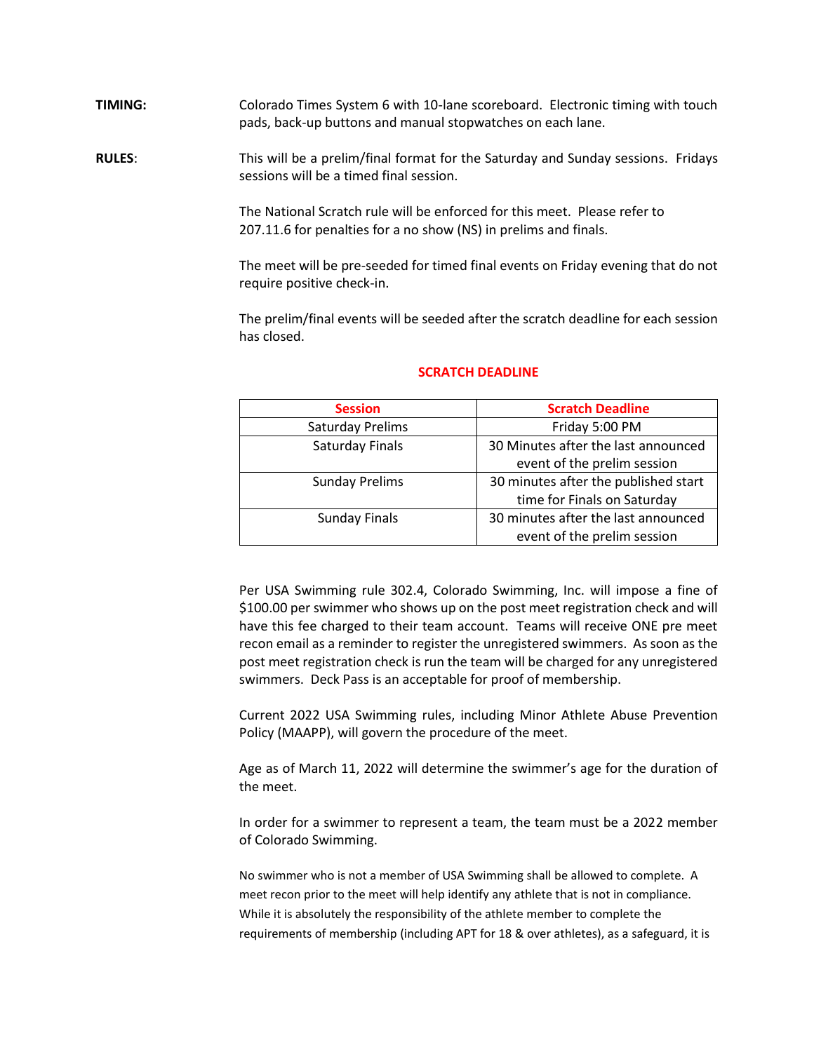**TIMING:** Colorado Times System 6 with 10-lane scoreboard. Electronic timing with touch pads, back-up buttons and manual stopwatches on each lane.

**RULES**: This will be a prelim/final format for the Saturday and Sunday sessions. Fridays sessions will be a timed final session.

The National Scratch rule will be enforced for this meet. Please refer to 207.11.6 for penalties for a no show (NS) in prelims and finals.

The meet will be pre-seeded for timed final events on Friday evening that do not require positive check-in.

The prelim/final events will be seeded after the scratch deadline for each session has closed.

**SCRATCH DEADLINE**

| Session | Scratch Deadline |
|---|---|
| Saturday Prelims | Friday 5:00 PM |
| Saturday Finals | 30 Minutes after the last announced event of the prelim session |
| Sunday Prelims | 30 minutes after the published start time for Finals on Saturday |
| Sunday Finals | 30 minutes after the last announced event of the prelim session |

Per USA Swimming rule 302.4, Colorado Swimming, Inc. will impose a fine of $100.00 per swimmer who shows up on the post meet registration check and will have this fee charged to their team account. Teams will receive ONE pre meet recon email as a reminder to register the unregistered swimmers. As soon as the post meet registration check is run the team will be charged for any unregistered swimmers. Deck Pass is an acceptable for proof of membership.

Current 2022 USA Swimming rules, including Minor Athlete Abuse Prevention Policy (MAAPP), will govern the procedure of the meet.

Age as of March 11, 2022 will determine the swimmer's age for the duration of the meet.

In order for a swimmer to represent a team, the team must be a 2022 member of Colorado Swimming.

No swimmer who is not a member of USA Swimming shall be allowed to complete. A meet recon prior to the meet will help identify any athlete that is not in compliance. While it is absolutely the responsibility of the athlete member to complete the requirements of membership (including APT for 18 & over athletes), as a safeguard, it is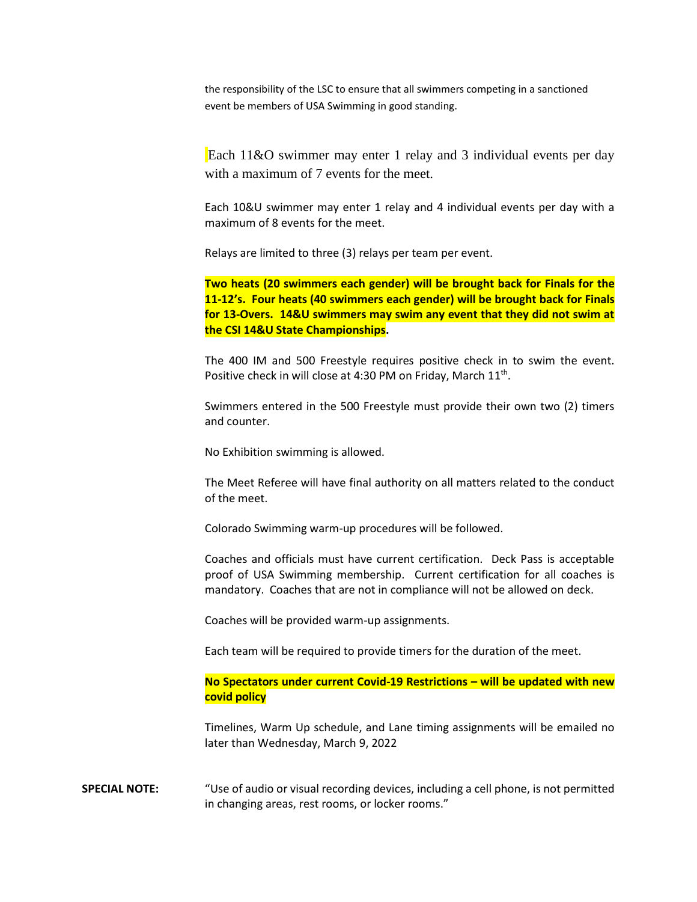the responsibility of the LSC to ensure that all swimmers competing in a sanctioned event be members of USA Swimming in good standing.

Each 11&O swimmer may enter 1 relay and 3 individual events per day with a maximum of 7 events for the meet.

Each 10&U swimmer may enter 1 relay and 4 individual events per day with a maximum of 8 events for the meet.

Relays are limited to three (3) relays per team per event.

**Two heats (20 swimmers each gender) will be brought back for Finals for the 11-12's. Four heats (40 swimmers each gender) will be brought back for Finals for 13-Overs. 14&U swimmers may swim any event that they did not swim at the CSI 14&U State Championships.**

The 400 IM and 500 Freestyle requires positive check in to swim the event. Positive check in will close at 4:30 PM on Friday, March 11th.

Swimmers entered in the 500 Freestyle must provide their own two (2) timers and counter.

No Exhibition swimming is allowed.

The Meet Referee will have final authority on all matters related to the conduct of the meet.

Colorado Swimming warm-up procedures will be followed.

Coaches and officials must have current certification. Deck Pass is acceptable proof of USA Swimming membership. Current certification for all coaches is mandatory. Coaches that are not in compliance will not be allowed on deck.

Coaches will be provided warm-up assignments.

Each team will be required to provide timers for the duration of the meet.

**No Spectators under current Covid-19 Restrictions – will be updated with new covid policy**

Timelines, Warm Up schedule, and Lane timing assignments will be emailed no later than Wednesday, March 9, 2022

**SPECIAL NOTE:** "Use of audio or visual recording devices, including a cell phone, is not permitted in changing areas, rest rooms, or locker rooms."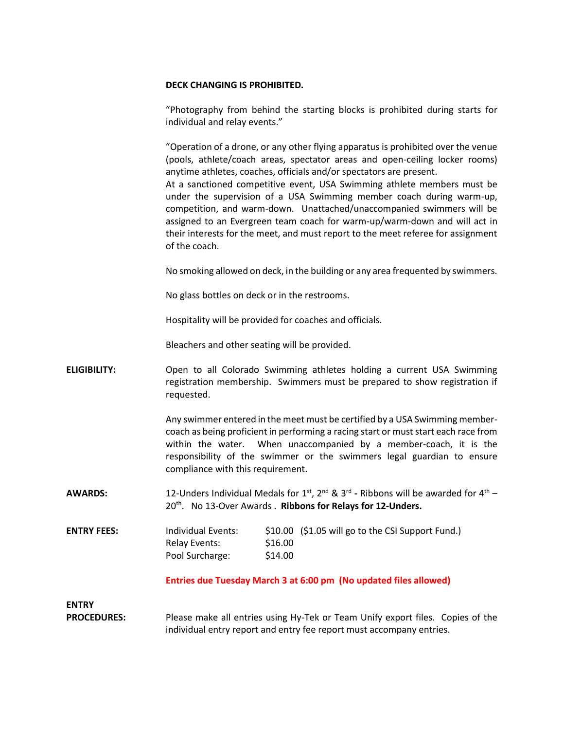**DECK CHANGING IS PROHIBITED.**

"Photography from behind the starting blocks is prohibited during starts for individual and relay events."

"Operation of a drone, or any other flying apparatus is prohibited over the venue (pools, athlete/coach areas, spectator areas and open-ceiling locker rooms) anytime athletes, coaches, officials and/or spectators are present.
At a sanctioned competitive event, USA Swimming athlete members must be under the supervision of a USA Swimming member coach during warm-up, competition, and warm-down. Unattached/unaccompanied swimmers will be assigned to an Evergreen team coach for warm-up/warm-down and will act in their interests for the meet, and must report to the meet referee for assignment of the coach.

No smoking allowed on deck, in the building or any area frequented by swimmers.

No glass bottles on deck or in the restrooms.

Hospitality will be provided for coaches and officials.

Bleachers and other seating will be provided.

**ELIGIBILITY:** Open to all Colorado Swimming athletes holding a current USA Swimming registration membership. Swimmers must be prepared to show registration if requested.

Any swimmer entered in the meet must be certified by a USA Swimming member-coach as being proficient in performing a racing start or must start each race from within the water. When unaccompanied by a member-coach, it is the responsibility of the swimmer or the swimmers legal guardian to ensure compliance with this requirement.

**AWARDS:** 12-Unders Individual Medals for 1st, 2nd & 3rd **-** Ribbons will be awarded for 4th – 20th. No 13-Over Awards . **Ribbons for Relays for 12-Unders.**

**ENTRY FEES:**

| | | |
|---|---|---|
| Individual Events: | $10.00 | ($1.05 will go to the CSI Support Fund.) |
| Relay Events: | $16.00 | |
| Pool Surcharge: | $14.00 | |

**Entries due Tuesday March 3 at 6:00 pm (No updated files allowed)**

**ENTRY PROCEDURES:** Please make all entries using Hy-Tek or Team Unify export files. Copies of the individual entry report and entry fee report must accompany entries.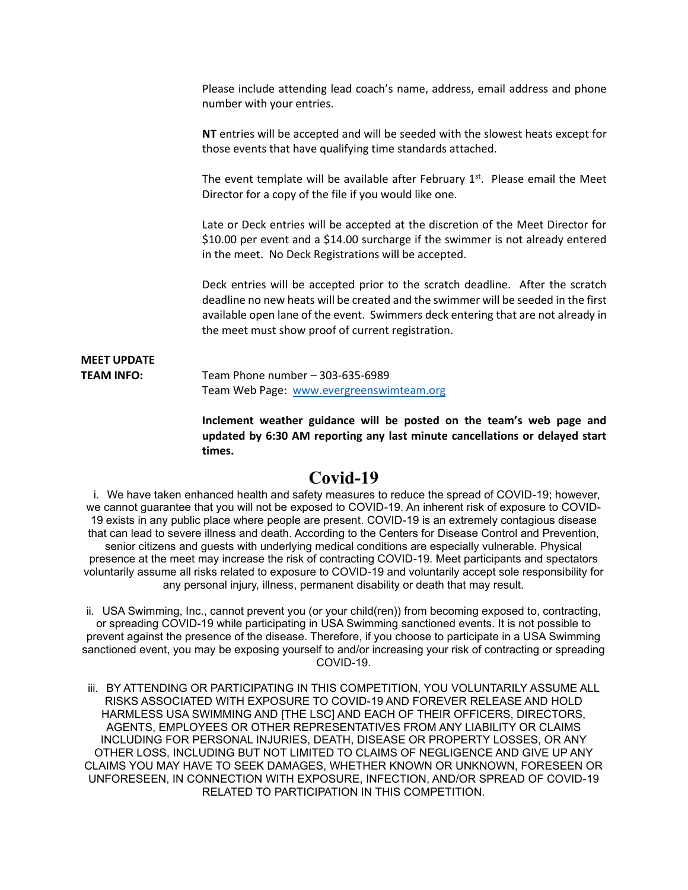Please include attending lead coach's name, address, email address and phone number with your entries.

**NT** entries will be accepted and will be seeded with the slowest heats except for those events that have qualifying time standards attached.

The event template will be available after February 1st. Please email the Meet Director for a copy of the file if you would like one.

Late or Deck entries will be accepted at the discretion of the Meet Director for $10.00 per event and a $14.00 surcharge if the swimmer is not already entered in the meet. No Deck Registrations will be accepted.

Deck entries will be accepted prior to the scratch deadline. After the scratch deadline no new heats will be created and the swimmer will be seeded in the first available open lane of the event. Swimmers deck entering that are not already in the meet must show proof of current registration.

**MEET UPDATE TEAM INFO:** Team Phone number – 303-635-6989
Team Web Page: www.evergreenswimteam.org

**Inclement weather guidance will be posted on the team's web page and updated by 6:30 AM reporting any last minute cancellations or delayed start times.**

# Covid-19

i. We have taken enhanced health and safety measures to reduce the spread of COVID-19; however, we cannot guarantee that you will not be exposed to COVID-19. An inherent risk of exposure to COVID-19 exists in any public place where people are present. COVID-19 is an extremely contagious disease that can lead to severe illness and death. According to the Centers for Disease Control and Prevention, senior citizens and guests with underlying medical conditions are especially vulnerable. Physical presence at the meet may increase the risk of contracting COVID-19. Meet participants and spectators voluntarily assume all risks related to exposure to COVID-19 and voluntarily accept sole responsibility for any personal injury, illness, permanent disability or death that may result.

ii. USA Swimming, Inc., cannot prevent you (or your child(ren)) from becoming exposed to, contracting, or spreading COVID-19 while participating in USA Swimming sanctioned events. It is not possible to prevent against the presence of the disease. Therefore, if you choose to participate in a USA Swimming sanctioned event, you may be exposing yourself to and/or increasing your risk of contracting or spreading COVID-19.

iii. BY ATTENDING OR PARTICIPATING IN THIS COMPETITION, YOU VOLUNTARILY ASSUME ALL RISKS ASSOCIATED WITH EXPOSURE TO COVID-19 AND FOREVER RELEASE AND HOLD HARMLESS USA SWIMMING AND [THE LSC] AND EACH OF THEIR OFFICERS, DIRECTORS, AGENTS, EMPLOYEES OR OTHER REPRESENTATIVES FROM ANY LIABILITY OR CLAIMS INCLUDING FOR PERSONAL INJURIES, DEATH, DISEASE OR PROPERTY LOSSES, OR ANY OTHER LOSS, INCLUDING BUT NOT LIMITED TO CLAIMS OF NEGLIGENCE AND GIVE UP ANY CLAIMS YOU MAY HAVE TO SEEK DAMAGES, WHETHER KNOWN OR UNKNOWN, FORESEEN OR UNFORESEEN, IN CONNECTION WITH EXPOSURE, INFECTION, AND/OR SPREAD OF COVID-19 RELATED TO PARTICIPATION IN THIS COMPETITION.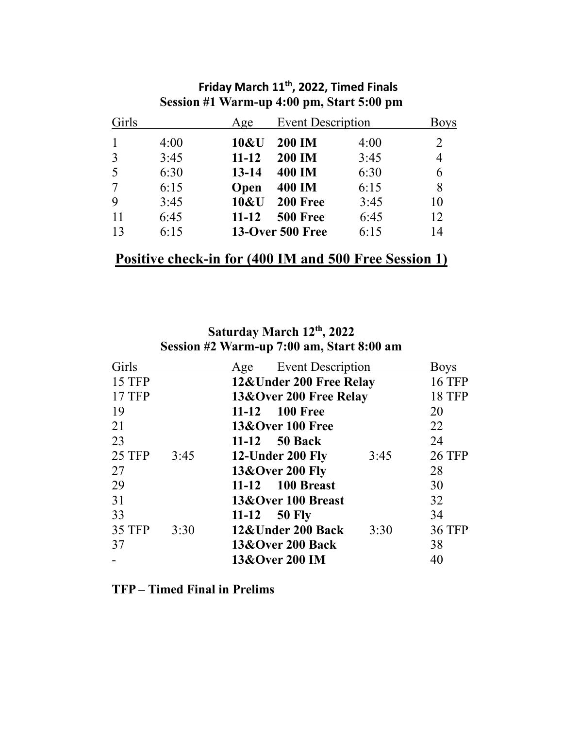## Friday March 11th, 2022, Timed Finals
## Session #1 Warm-up 4:00 pm, Start 5:00 pm

| Girls | | Age | Event Description | | Boys |
|---|---|---|---|---|---|
| 1 | 4:00 | **10&U** | **200 IM** | 4:00 | 2 |
| 3 | 3:45 | **11-12** | **200 IM** | 3:45 | 4 |
| 5 | 6:30 | **13-14** | **400 IM** | 6:30 | 6 |
| 7 | 6:15 | **Open** | **400 IM** | 6:15 | 8 |
| 9 | 3:45 | **10&U** | **200 Free** | 3:45 | 10 |
| 11 | 6:45 | **11-12** | **500 Free** | 6:45 | 12 |
| 13 | 6:15 | **13-Over** | **500 Free** | 6:15 | 14 |

## Positive check-in for (400 IM and 500 Free Session 1)

## Saturday March 12th, 2022
## Session #2 Warm-up 7:00 am, Start 8:00 am

| Girls | | Age | Event Description | | Boys |
|---|---|---|---|---|---|
| 15 TFP | | **12&Under** | **200 Free Relay** | | 16 TFP |
| 17 TFP | | **13&Over** | **200 Free Relay** | | 18 TFP |
| 19 | | **11-12** | **100 Free** | | 20 |
| 21 | | **13&Over** | **100 Free** | | 22 |
| 23 | | **11-12** | **50 Back** | | 24 |
| 25 TFP | 3:45 | **12-Under** | **200 Fly** | 3:45 | 26 TFP |
| 27 | | **13&Over** | **200 Fly** | | 28 |
| 29 | | **11-12** | **100 Breast** | | 30 |
| 31 | | **13&Over** | **100 Breast** | | 32 |
| 33 | | **11-12** | **50 Fly** | | 34 |
| 35 TFP | 3:30 | **12&Under** | **200 Back** | 3:30 | 36 TFP |
| 37 | | **13&Over** | **200 Back** | | 38 |
| - | | **13&Over** | **200 IM** | | 40 |

**TFP – Timed Final in Prelims**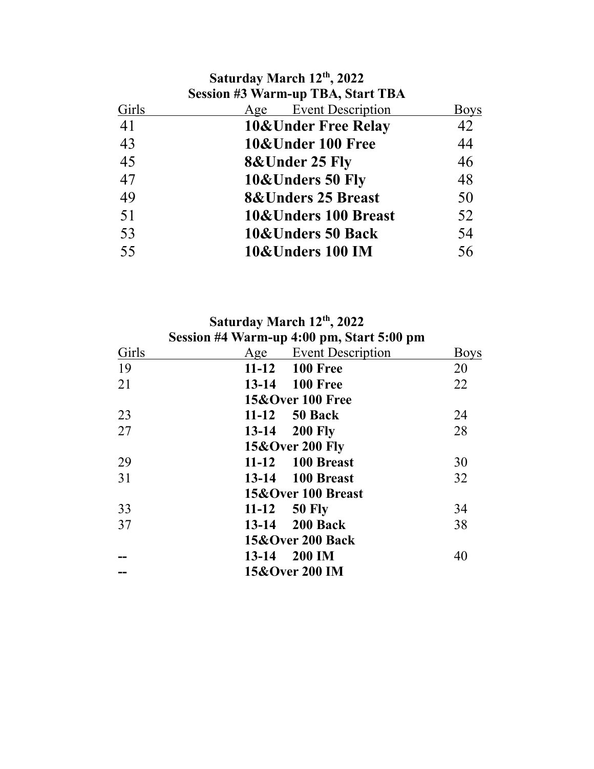**Saturday March 12th, 2022**
**Session #3 Warm-up TBA, Start TBA**

| Girls | Age Event Description | Boys |
|---|---|---|
| 41 | **10&Under Free Relay** | 42 |
| 43 | **10&Under 100 Free** | 44 |
| 45 | **8&Under 25 Fly** | 46 |
| 47 | **10&Unders 50 Fly** | 48 |
| 49 | **8&Unders 25 Breast** | 50 |
| 51 | **10&Unders 100 Breast** | 52 |
| 53 | **10&Unders 50 Back** | 54 |
| 55 | **10&Unders 100 IM** | 56 |

**Saturday March 12th, 2022**
**Session #4 Warm-up 4:00 pm, Start 5:00 pm**

| Girls | Age | Event Description | Boys |
|---|---|---|---|
| 19 | **11-12** | **100 Free** | 20 |
| 21 | **13-14** | **100 Free** | 22 |
| | **15&Over** | **100 Free** | |
| 23 | **11-12** | **50 Back** | 24 |
| 27 | **13-14** | **200 Fly** | 28 |
| | **15&Over** | **200 Fly** | |
| 29 | **11-12** | **100 Breast** | 30 |
| 31 | **13-14** | **100 Breast** | 32 |
| | **15&Over** | **100 Breast** | |
| 33 | **11-12** | **50 Fly** | 34 |
| 37 | **13-14** | **200 Back** | 38 |
| | **15&Over** | **200 Back** | |
| -- | **13-14** | **200 IM** | 40 |
| -- | **15&Over** | **200 IM** | |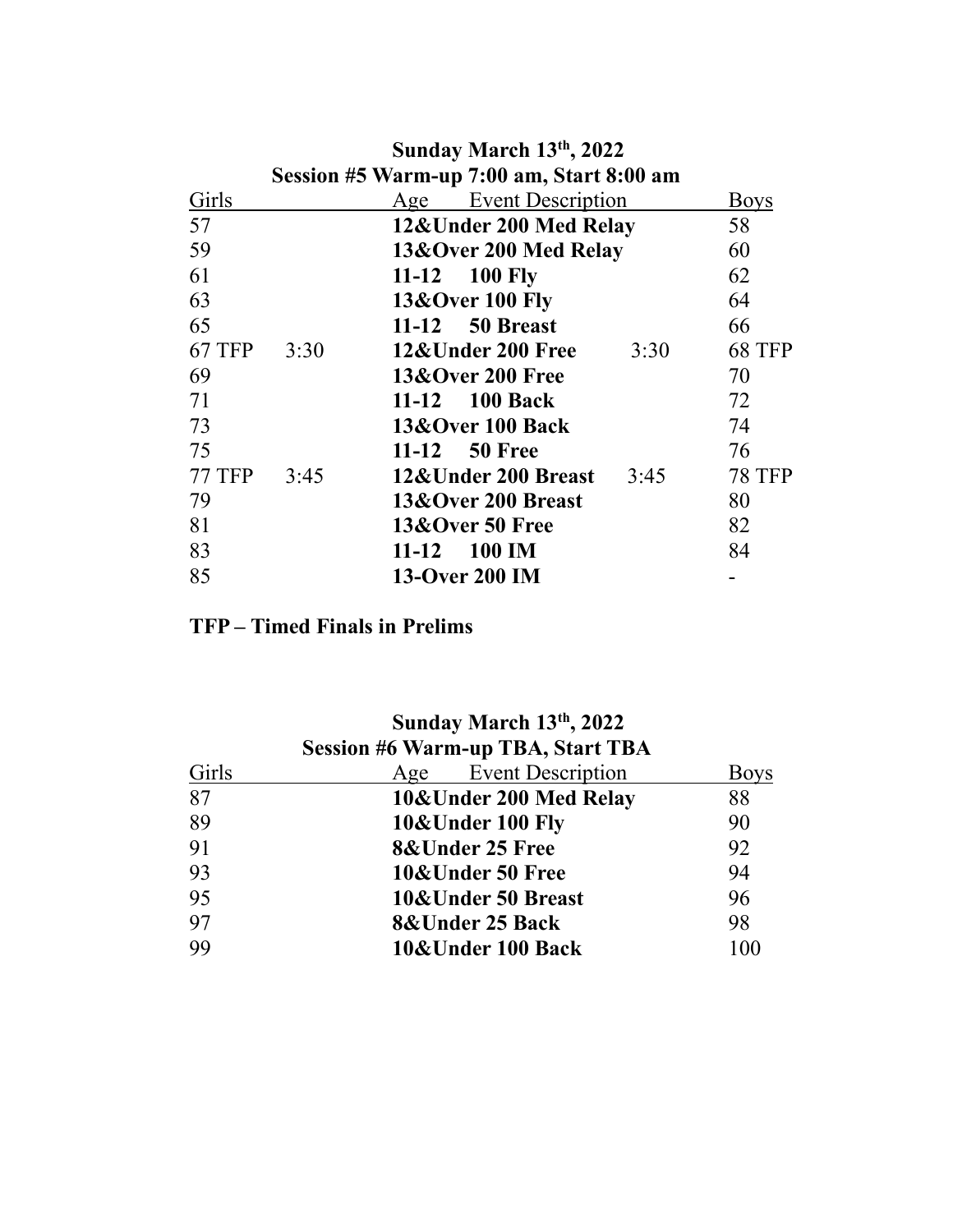## Sunday March 13th, 2022
## Session #5 Warm-up 7:00 am, Start 8:00 am

| Girls | | Age Event Description | | Boys |
|---|---|---|---|---|
| 57 | | **12&Under 200 Med Relay** | | 58 |
| 59 | | **13&Over 200 Med Relay** | | 60 |
| 61 | | **11-12 100 Fly** | | 62 |
| 63 | | **13&Over 100 Fly** | | 64 |
| 65 | | **11-12 50 Breast** | | 66 |
| 67 TFP | 3:30 | **12&Under 200 Free** | 3:30 | 68 TFP |
| 69 | | **13&Over 200 Free** | | 70 |
| 71 | | **11-12 100 Back** | | 72 |
| 73 | | **13&Over 100 Back** | | 74 |
| 75 | | **11-12 50 Free** | | 76 |
| 77 TFP | 3:45 | **12&Under 200 Breast** | 3:45 | 78 TFP |
| 79 | | **13&Over 200 Breast** | | 80 |
| 81 | | **13&Over 50 Free** | | 82 |
| 83 | | **11-12 100 IM** | | 84 |
| 85 | | **13-Over 200 IM** | | - |

**TFP – Timed Finals in Prelims**

## Sunday March 13th, 2022
## Session #6 Warm-up TBA, Start TBA

| Girls | Age Event Description | Boys |
|---|---|---|
| 87 | **10&Under 200 Med Relay** | 88 |
| 89 | **10&Under 100 Fly** | 90 |
| 91 | **8&Under 25 Free** | 92 |
| 93 | **10&Under 50 Free** | 94 |
| 95 | **10&Under 50 Breast** | 96 |
| 97 | **8&Under 25 Back** | 98 |
| 99 | **10&Under 100 Back** | 100 |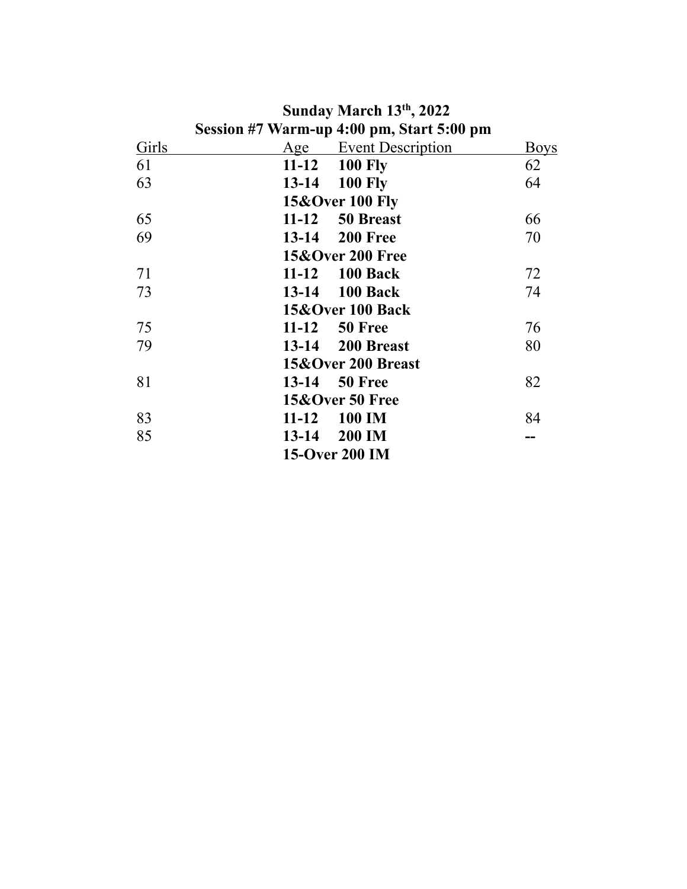**Sunday March 13th, 2022**

**Session #7 Warm-up 4:00 pm, Start 5:00 pm**

| Girls | Age | Event Description | Boys |
|---|---|---|---|
| 61 | **11-12** | **100 Fly** | 62 |
| 63 | **13-14** | **100 Fly** | 64 |
| | **15&Over** | **100 Fly** | |
| 65 | **11-12** | **50 Breast** | 66 |
| 69 | **13-14** | **200 Free** | 70 |
| | **15&Over** | **200 Free** | |
| 71 | **11-12** | **100 Back** | 72 |
| 73 | **13-14** | **100 Back** | 74 |
| | **15&Over** | **100 Back** | |
| 75 | **11-12** | **50 Free** | 76 |
| 79 | **13-14** | **200 Breast** | 80 |
| | **15&Over** | **200 Breast** | |
| 81 | **13-14** | **50 Free** | 82 |
| | **15&Over** | **50 Free** | |
| 83 | **11-12** | **100 IM** | 84 |
| 85 | **13-14** | **200 IM** | **--** |
| | **15-Over** | **200 IM** | |